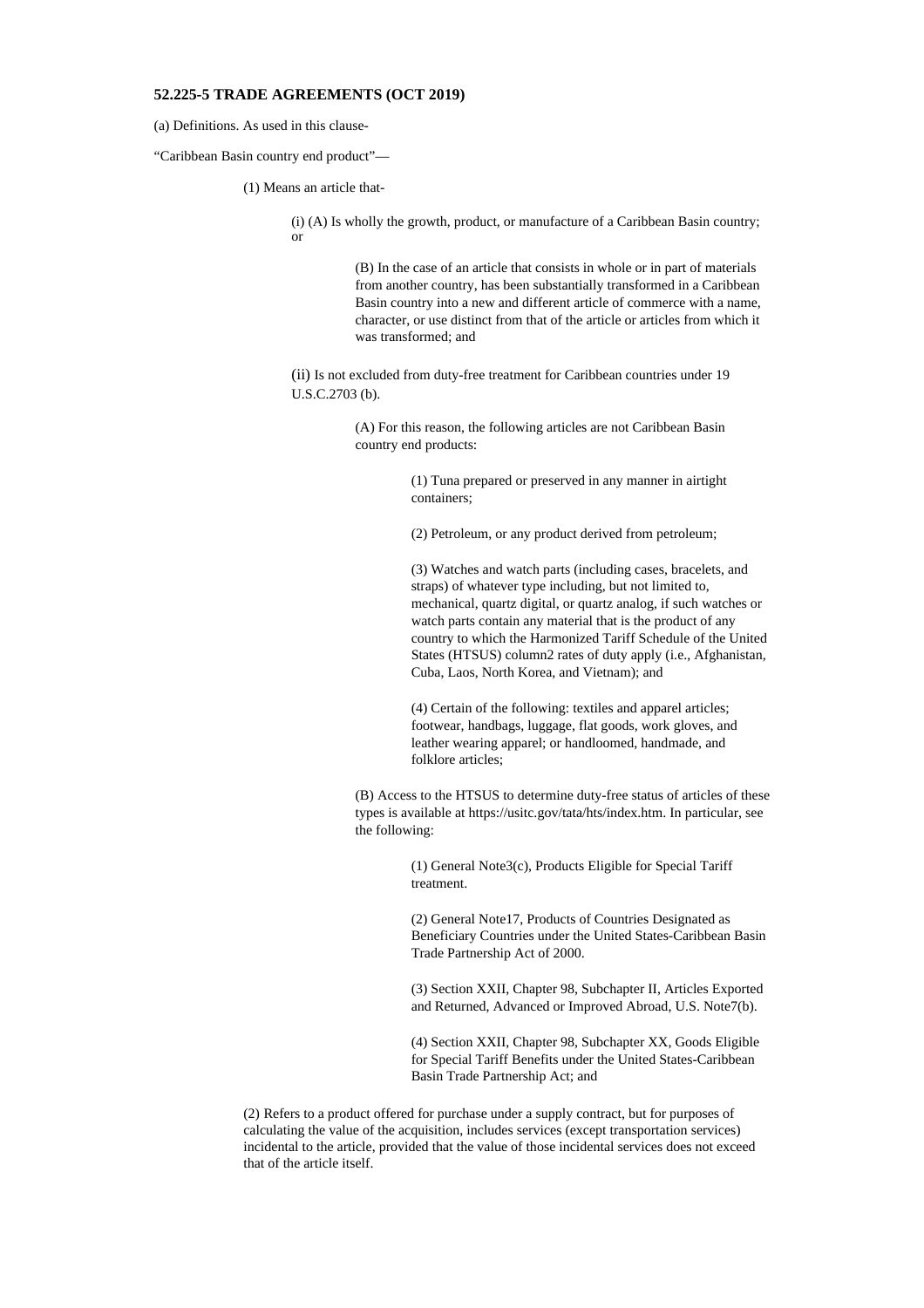**52.225-5 TRADE AGREEMENTS (OCT 2019)**

(a) Definitions. As used in this clause-

“Caribbean Basin country end product”—

(1) Means an article that-

(i) (A) Is wholly the growth, product, or manufacture of a Caribbean Basin country; or

(B) In the case of an article that consists in whole or in part of materials from another country, has been substantially transformed in a Caribbean Basin country into a new and different article of commerce with a name, character, or use distinct from that of the article or articles from which it was transformed; and

(ii) Is not excluded from duty-free treatment for Caribbean countries under 19 U.S.C.2703 (b).

(A) For this reason, the following articles are not Caribbean Basin country end products:

(1) Tuna prepared or preserved in any manner in airtight containers;

(2) Petroleum, or any product derived from petroleum;

(3) Watches and watch parts (including cases, bracelets, and straps) of whatever type including, but not limited to, mechanical, quartz digital, or quartz analog, if such watches or watch parts contain any material that is the product of any country to which the Harmonized Tariff Schedule of the United States (HTSUS) column2 rates of duty apply (i.e., Afghanistan, Cuba, Laos, North Korea, and Vietnam); and

(4) Certain of the following: textiles and apparel articles; footwear, handbags, luggage, flat goods, work gloves, and leather wearing apparel; or handloomed, handmade, and folklore articles;

(B) Access to the HTSUS to determine duty-free status of articles of these types is available at https://usitc.gov/tata/hts/index.htm. In particular, see the following:

(1) General Note3(c), Products Eligible for Special Tariff treatment.

(2) General Note17, Products of Countries Designated as Beneficiary Countries under the United States-Caribbean Basin Trade Partnership Act of 2000.

(3) Section XXII, Chapter 98, Subchapter II, Articles Exported and Returned, Advanced or Improved Abroad, U.S. Note7(b).

(4) Section XXII, Chapter 98, Subchapter XX, Goods Eligible for Special Tariff Benefits under the United States-Caribbean Basin Trade Partnership Act; and

(2) Refers to a product offered for purchase under a supply contract, but for purposes of calculating the value of the acquisition, includes services (except transportation services) incidental to the article, provided that the value of those incidental services does not exceed that of the article itself.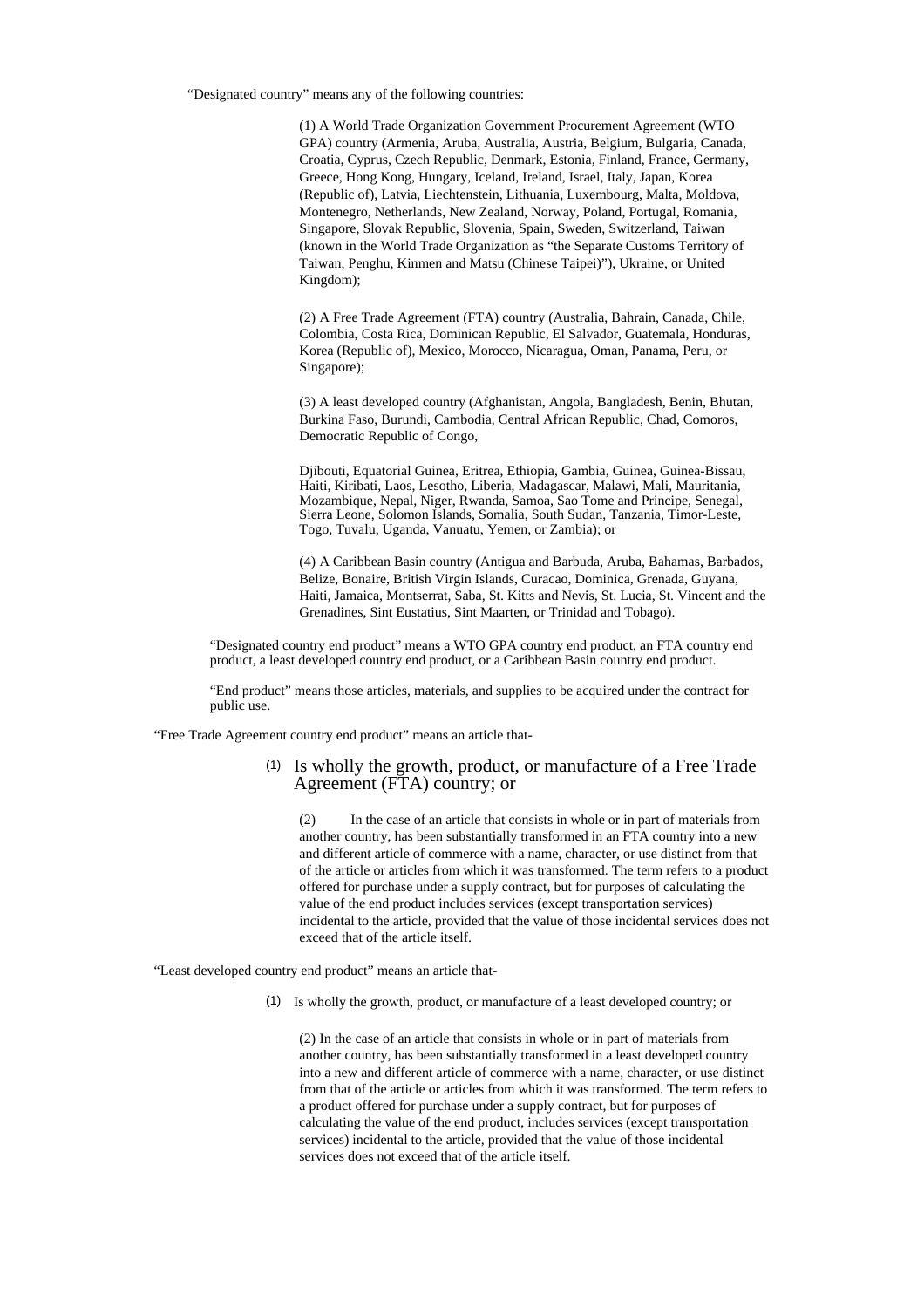"Designated country" means any of the following countries:

(1) A World Trade Organization Government Procurement Agreement (WTO GPA) country (Armenia, Aruba, Australia, Austria, Belgium, Bulgaria, Canada, Croatia, Cyprus, Czech Republic, Denmark, Estonia, Finland, France, Germany, Greece, Hong Kong, Hungary, Iceland, Ireland, Israel, Italy, Japan, Korea (Republic of), Latvia, Liechtenstein, Lithuania, Luxembourg, Malta, Moldova, Montenegro, Netherlands, New Zealand, Norway, Poland, Portugal, Romania, Singapore, Slovak Republic, Slovenia, Spain, Sweden, Switzerland, Taiwan (known in the World Trade Organization as "the Separate Customs Territory of Taiwan, Penghu, Kinmen and Matsu (Chinese Taipei)"), Ukraine, or United Kingdom);

(2) A Free Trade Agreement (FTA) country (Australia, Bahrain, Canada, Chile, Colombia, Costa Rica, Dominican Republic, El Salvador, Guatemala, Honduras, Korea (Republic of), Mexico, Morocco, Nicaragua, Oman, Panama, Peru, or Singapore);

(3) A least developed country (Afghanistan, Angola, Bangladesh, Benin, Bhutan, Burkina Faso, Burundi, Cambodia, Central African Republic, Chad, Comoros, Democratic Republic of Congo,

Djibouti, Equatorial Guinea, Eritrea, Ethiopia, Gambia, Guinea, Guinea-Bissau, Haiti, Kiribati, Laos, Lesotho, Liberia, Madagascar, Malawi, Mali, Mauritania, Mozambique, Nepal, Niger, Rwanda, Samoa, Sao Tome and Principe, Senegal, Sierra Leone, Solomon Islands, Somalia, South Sudan, Tanzania, Timor-Leste, Togo, Tuvalu, Uganda, Vanuatu, Yemen, or Zambia); or

(4) A Caribbean Basin country (Antigua and Barbuda, Aruba, Bahamas, Barbados, Belize, Bonaire, British Virgin Islands, Curacao, Dominica, Grenada, Guyana, Haiti, Jamaica, Montserrat, Saba, St. Kitts and Nevis, St. Lucia, St. Vincent and the Grenadines, Sint Eustatius, Sint Maarten, or Trinidad and Tobago).

"Designated country end product" means a WTO GPA country end product, an FTA country end product, a least developed country end product, or a Caribbean Basin country end product.

"End product" means those articles, materials, and supplies to be acquired under the contract for public use.

"Free Trade Agreement country end product" means an article that-

(1) Is wholly the growth, product, or manufacture of a Free Trade Agreement (FTA) country; or

(2) In the case of an article that consists in whole or in part of materials from another country, has been substantially transformed in an FTA country into a new and different article of commerce with a name, character, or use distinct from that of the article or articles from which it was transformed. The term refers to a product offered for purchase under a supply contract, but for purposes of calculating the value of the end product includes services (except transportation services) incidental to the article, provided that the value of those incidental services does not exceed that of the article itself.

"Least developed country end product" means an article that-

(1) Is wholly the growth, product, or manufacture of a least developed country; or

(2) In the case of an article that consists in whole or in part of materials from another country, has been substantially transformed in a least developed country into a new and different article of commerce with a name, character, or use distinct from that of the article or articles from which it was transformed. The term refers to a product offered for purchase under a supply contract, but for purposes of calculating the value of the end product, includes services (except transportation services) incidental to the article, provided that the value of those incidental services does not exceed that of the article itself.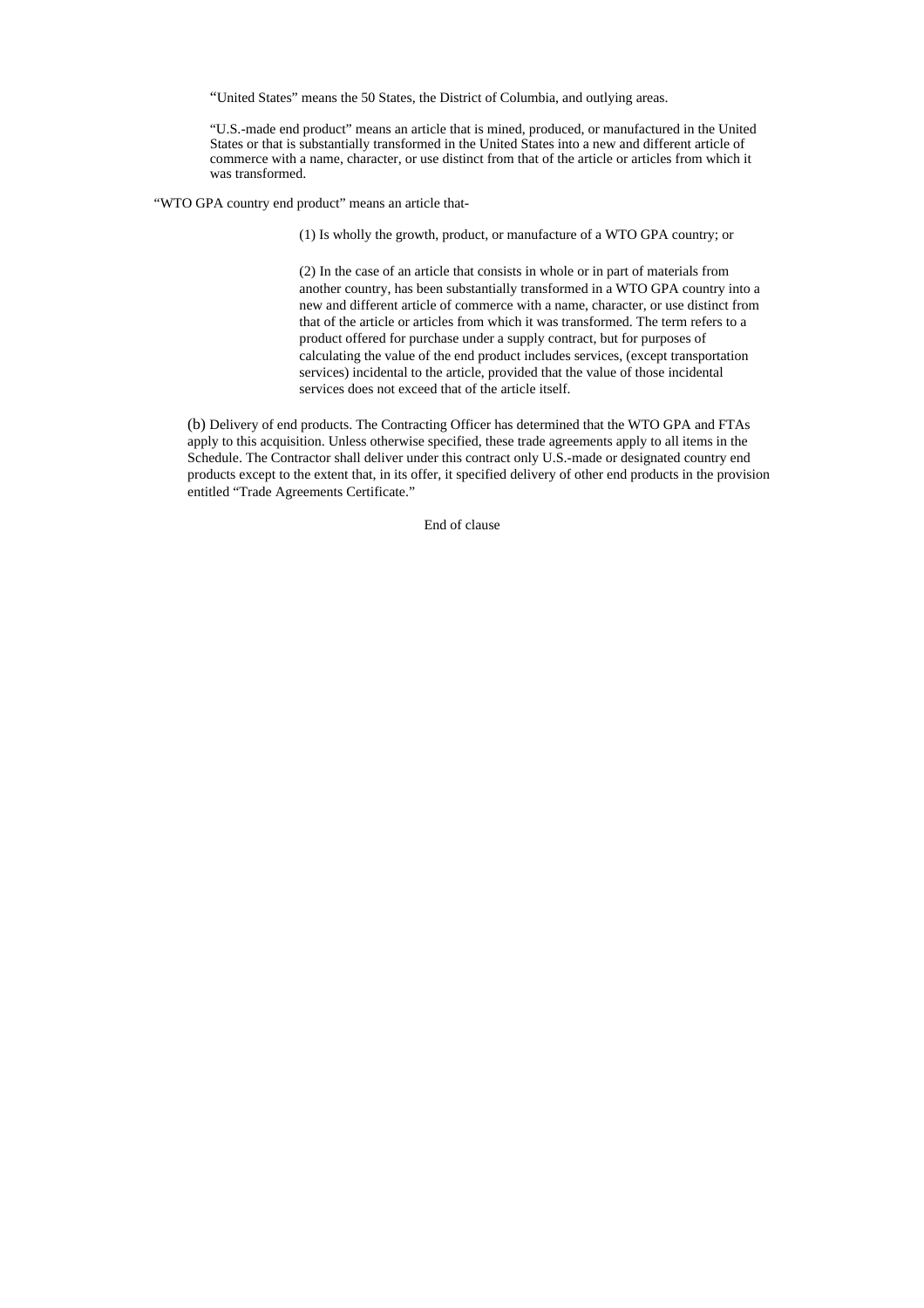"United States" means the 50 States, the District of Columbia, and outlying areas.

"U.S.-made end product" means an article that is mined, produced, or manufactured in the United States or that is substantially transformed in the United States into a new and different article of commerce with a name, character, or use distinct from that of the article or articles from which it was transformed.

"WTO GPA country end product" means an article that-

(1) Is wholly the growth, product, or manufacture of a WTO GPA country; or

(2) In the case of an article that consists in whole or in part of materials from another country, has been substantially transformed in a WTO GPA country into a new and different article of commerce with a name, character, or use distinct from that of the article or articles from which it was transformed. The term refers to a product offered for purchase under a supply contract, but for purposes of calculating the value of the end product includes services, (except transportation services) incidental to the article, provided that the value of those incidental services does not exceed that of the article itself.

(b) Delivery of end products. The Contracting Officer has determined that the WTO GPA and FTAs apply to this acquisition. Unless otherwise specified, these trade agreements apply to all items in the Schedule. The Contractor shall deliver under this contract only U.S.-made or designated country end products except to the extent that, in its offer, it specified delivery of other end products in the provision entitled "Trade Agreements Certificate."

End of clause